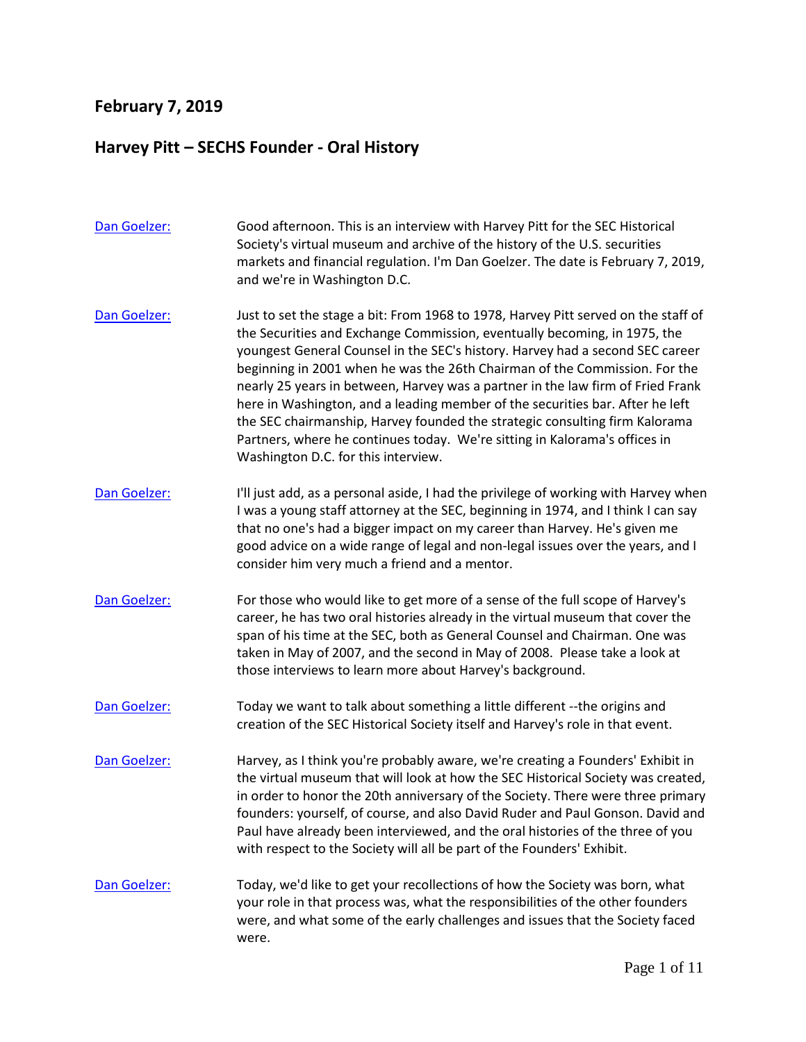## February 7, 2019

## Harvey Pitt – SECHS Founder - Oral History

**Dan Goelzer:** Good afternoon. This is an interview with Harvey Pitt for the SEC Historical Society's virtual museum and archive of the history of the U.S. securities markets and financial regulation. I'm Dan Goelzer. The date is February 7, 2019, and we're in Washington D.C.

**Dan Goelzer:** Just to set the stage a bit: From 1968 to 1978, Harvey Pitt served on the staff of the Securities and Exchange Commission, eventually becoming, in 1975, the youngest General Counsel in the SEC's history. Harvey had a second SEC career beginning in 2001 when he was the 26th Chairman of the Commission. For the nearly 25 years in between, Harvey was a partner in the law firm of Fried Frank here in Washington, and a leading member of the securities bar. After he left the SEC chairmanship, Harvey founded the strategic consulting firm Kalorama Partners, where he continues today. We're sitting in Kalorama's offices in Washington D.C. for this interview.

**Dan Goelzer:** I'll just add, as a personal aside, I had the privilege of working with Harvey when I was a young staff attorney at the SEC, beginning in 1974, and I think I can say that no one's had a bigger impact on my career than Harvey. He's given me good advice on a wide range of legal and non-legal issues over the years, and I consider him very much a friend and a mentor.

**Dan Goelzer:** For those who would like to get more of a sense of the full scope of Harvey's career, he has two oral histories already in the virtual museum that cover the span of his time at the SEC, both as General Counsel and Chairman. One was taken in May of 2007, and the second in May of 2008. Please take a look at those interviews to learn more about Harvey's background.

**Dan Goelzer:** Today we want to talk about something a little different --the origins and creation of the SEC Historical Society itself and Harvey's role in that event.

**Dan Goelzer:** Harvey, as I think you're probably aware, we're creating a Founders' Exhibit in the virtual museum that will look at how the SEC Historical Society was created, in order to honor the 20th anniversary of the Society. There were three primary founders: yourself, of course, and also David Ruder and Paul Gonson. David and Paul have already been interviewed, and the oral histories of the three of you with respect to the Society will all be part of the Founders' Exhibit.

**Dan Goelzer:** Today, we'd like to get your recollections of how the Society was born, what your role in that process was, what the responsibilities of the other founders were, and what some of the early challenges and issues that the Society faced were.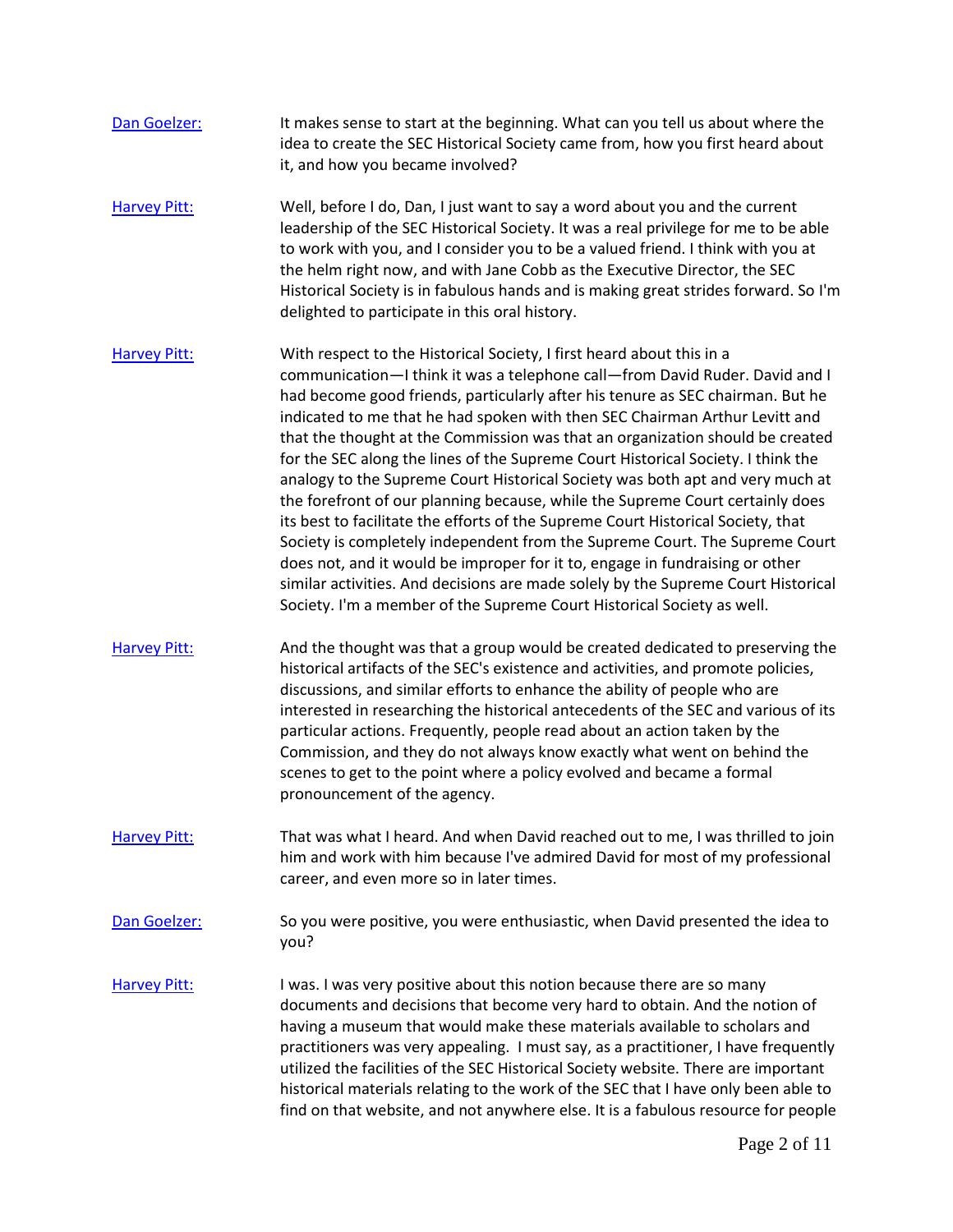[Dan Goelzer:](#) It makes sense to start at the beginning. What can you tell us about where the idea to create the SEC Historical Society came from, how you first heard about it, and how you became involved?

[Harvey Pitt:](#) Well, before I do, Dan, I just want to say a word about you and the current leadership of the SEC Historical Society. It was a real privilege for me to be able to work with you, and I consider you to be a valued friend. I think with you at the helm right now, and with Jane Cobb as the Executive Director, the SEC Historical Society is in fabulous hands and is making great strides forward. So I'm delighted to participate in this oral history.

[Harvey Pitt:](#) With respect to the Historical Society, I first heard about this in a communication—I think it was a telephone call—from David Ruder. David and I had become good friends, particularly after his tenure as SEC chairman. But he indicated to me that he had spoken with then SEC Chairman Arthur Levitt and that the thought at the Commission was that an organization should be created for the SEC along the lines of the Supreme Court Historical Society. I think the analogy to the Supreme Court Historical Society was both apt and very much at the forefront of our planning because, while the Supreme Court certainly does its best to facilitate the efforts of the Supreme Court Historical Society, that Society is completely independent from the Supreme Court. The Supreme Court does not, and it would be improper for it to, engage in fundraising or other similar activities. And decisions are made solely by the Supreme Court Historical Society. I'm a member of the Supreme Court Historical Society as well.

[Harvey Pitt:](#) And the thought was that a group would be created dedicated to preserving the historical artifacts of the SEC's existence and activities, and promote policies, discussions, and similar efforts to enhance the ability of people who are interested in researching the historical antecedents of the SEC and various of its particular actions. Frequently, people read about an action taken by the Commission, and they do not always know exactly what went on behind the scenes to get to the point where a policy evolved and became a formal pronouncement of the agency.

[Harvey Pitt:](#) That was what I heard. And when David reached out to me, I was thrilled to join him and work with him because I've admired David for most of my professional career, and even more so in later times.

[Dan Goelzer:](#) So you were positive, you were enthusiastic, when David presented the idea to you?

[Harvey Pitt:](#) I was. I was very positive about this notion because there are so many documents and decisions that become very hard to obtain. And the notion of having a museum that would make these materials available to scholars and practitioners was very appealing. I must say, as a practitioner, I have frequently utilized the facilities of the SEC Historical Society website. There are important historical materials relating to the work of the SEC that I have only been able to find on that website, and not anywhere else. It is a fabulous resource for people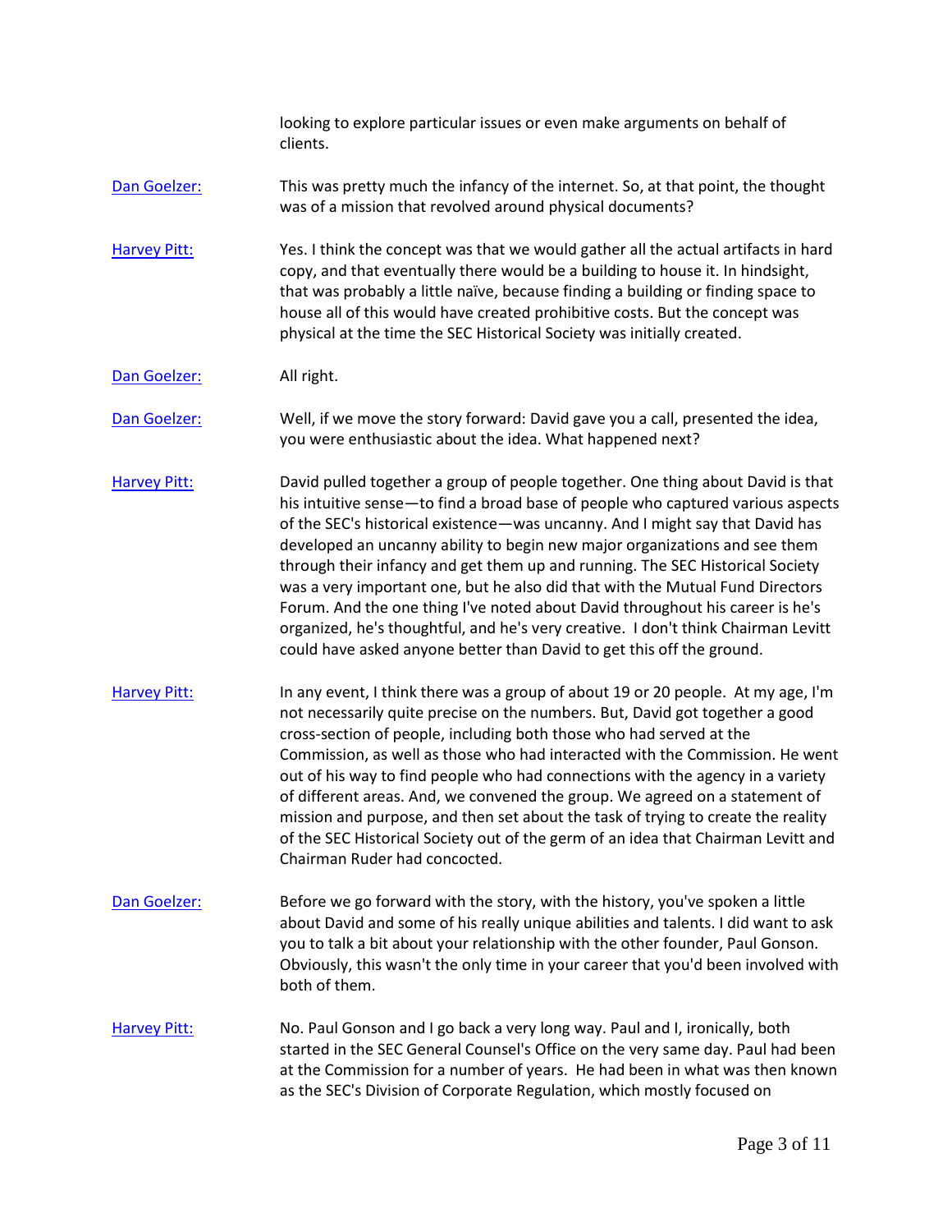looking to explore particular issues or even make arguments on behalf of clients.

[Dan Goelzer:](#) This was pretty much the infancy of the internet. So, at that point, the thought was of a mission that revolved around physical documents?

[Harvey Pitt:](#) Yes. I think the concept was that we would gather all the actual artifacts in hard copy, and that eventually there would be a building to house it. In hindsight, that was probably a little naïve, because finding a building or finding space to house all of this would have created prohibitive costs. But the concept was physical at the time the SEC Historical Society was initially created.

[Dan Goelzer:](#) All right.

[Dan Goelzer:](#) Well, if we move the story forward: David gave you a call, presented the idea, you were enthusiastic about the idea. What happened next?

[Harvey Pitt:](#) David pulled together a group of people together. One thing about David is that his intuitive sense—to find a broad base of people who captured various aspects of the SEC's historical existence—was uncanny. And I might say that David has developed an uncanny ability to begin new major organizations and see them through their infancy and get them up and running. The SEC Historical Society was a very important one, but he also did that with the Mutual Fund Directors Forum. And the one thing I've noted about David throughout his career is he's organized, he's thoughtful, and he's very creative. I don't think Chairman Levitt could have asked anyone better than David to get this off the ground.

[Harvey Pitt:](#) In any event, I think there was a group of about 19 or 20 people. At my age, I'm not necessarily quite precise on the numbers. But, David got together a good cross-section of people, including both those who had served at the Commission, as well as those who had interacted with the Commission. He went out of his way to find people who had connections with the agency in a variety of different areas. And, we convened the group. We agreed on a statement of mission and purpose, and then set about the task of trying to create the reality of the SEC Historical Society out of the germ of an idea that Chairman Levitt and Chairman Ruder had concocted.

[Dan Goelzer:](#) Before we go forward with the story, with the history, you've spoken a little about David and some of his really unique abilities and talents. I did want to ask you to talk a bit about your relationship with the other founder, Paul Gonson. Obviously, this wasn't the only time in your career that you'd been involved with both of them.

[Harvey Pitt:](#) No. Paul Gonson and I go back a very long way. Paul and I, ironically, both started in the SEC General Counsel's Office on the very same day. Paul had been at the Commission for a number of years. He had been in what was then known as the SEC's Division of Corporate Regulation, which mostly focused on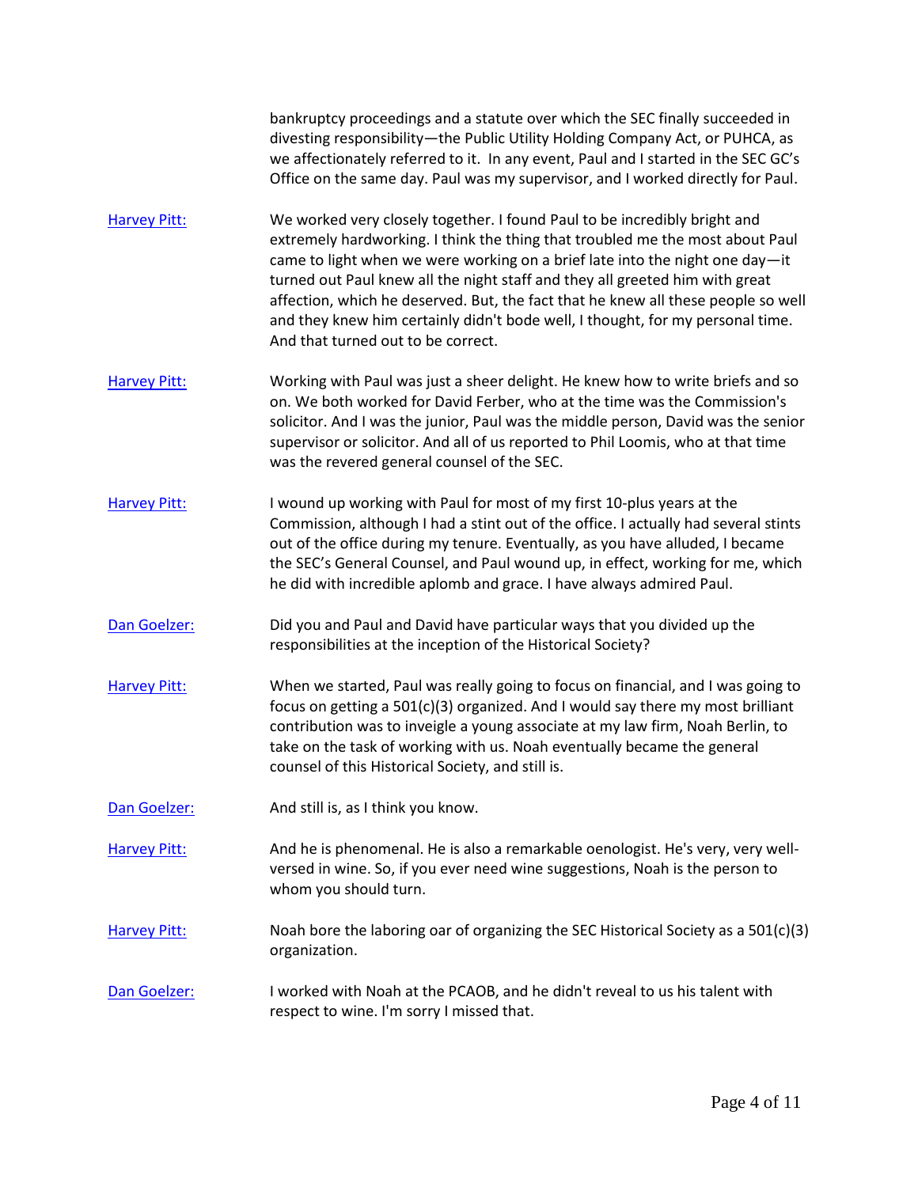bankruptcy proceedings and a statute over which the SEC finally succeeded in divesting responsibility—the Public Utility Holding Company Act, or PUHCA, as we affectionately referred to it. In any event, Paul and I started in the SEC GC's Office on the same day. Paul was my supervisor, and I worked directly for Paul.

**Harvey Pitt:** We worked very closely together. I found Paul to be incredibly bright and extremely hardworking. I think the thing that troubled me the most about Paul came to light when we were working on a brief late into the night one day—it turned out Paul knew all the night staff and they all greeted him with great affection, which he deserved. But, the fact that he knew all these people so well and they knew him certainly didn't bode well, I thought, for my personal time. And that turned out to be correct.

**Harvey Pitt:** Working with Paul was just a sheer delight. He knew how to write briefs and so on. We both worked for David Ferber, who at the time was the Commission's solicitor. And I was the junior, Paul was the middle person, David was the senior supervisor or solicitor. And all of us reported to Phil Loomis, who at that time was the revered general counsel of the SEC.

**Harvey Pitt:** I wound up working with Paul for most of my first 10-plus years at the Commission, although I had a stint out of the office. I actually had several stints out of the office during my tenure. Eventually, as you have alluded, I became the SEC's General Counsel, and Paul wound up, in effect, working for me, which he did with incredible aplomb and grace. I have always admired Paul.

**Dan Goelzer:** Did you and Paul and David have particular ways that you divided up the responsibilities at the inception of the Historical Society?

**Harvey Pitt:** When we started, Paul was really going to focus on financial, and I was going to focus on getting a 501(c)(3) organized. And I would say there my most brilliant contribution was to inveigle a young associate at my law firm, Noah Berlin, to take on the task of working with us. Noah eventually became the general counsel of this Historical Society, and still is.

**Dan Goelzer:** And still is, as I think you know.

**Harvey Pitt:** And he is phenomenal. He is also a remarkable oenologist. He's very, very well-versed in wine. So, if you ever need wine suggestions, Noah is the person to whom you should turn.

**Harvey Pitt:** Noah bore the laboring oar of organizing the SEC Historical Society as a 501(c)(3) organization.

**Dan Goelzer:** I worked with Noah at the PCAOB, and he didn't reveal to us his talent with respect to wine. I'm sorry I missed that.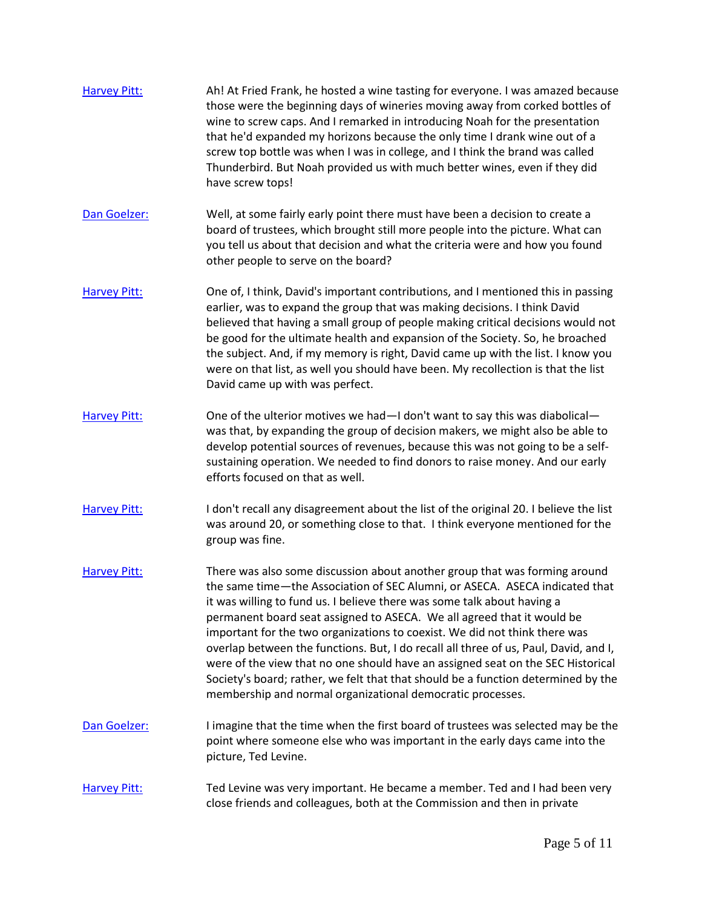[Harvey Pitt:] Ah! At Fried Frank, he hosted a wine tasting for everyone. I was amazed because those were the beginning days of wineries moving away from corked bottles of wine to screw caps. And I remarked in introducing Noah for the presentation that he'd expanded my horizons because the only time I drank wine out of a screw top bottle was when I was in college, and I think the brand was called Thunderbird. But Noah provided us with much better wines, even if they did have screw tops!

[Dan Goelzer:] Well, at some fairly early point there must have been a decision to create a board of trustees, which brought still more people into the picture. What can you tell us about that decision and what the criteria were and how you found other people to serve on the board?

[Harvey Pitt:] One of, I think, David's important contributions, and I mentioned this in passing earlier, was to expand the group that was making decisions. I think David believed that having a small group of people making critical decisions would not be good for the ultimate health and expansion of the Society. So, he broached the subject. And, if my memory is right, David came up with the list. I know you were on that list, as well you should have been. My recollection is that the list David came up with was perfect.

[Harvey Pitt:] One of the ulterior motives we had—I don't want to say this was diabolical—was that, by expanding the group of decision makers, we might also be able to develop potential sources of revenues, because this was not going to be a self-sustaining operation. We needed to find donors to raise money. And our early efforts focused on that as well.

[Harvey Pitt:] I don't recall any disagreement about the list of the original 20. I believe the list was around 20, or something close to that. I think everyone mentioned for the group was fine.

[Harvey Pitt:] There was also some discussion about another group that was forming around the same time—the Association of SEC Alumni, or ASECA. ASECA indicated that it was willing to fund us. I believe there was some talk about having a permanent board seat assigned to ASECA. We all agreed that it would be important for the two organizations to coexist. We did not think there was overlap between the functions. But, I do recall all three of us, Paul, David, and I, were of the view that no one should have an assigned seat on the SEC Historical Society's board; rather, we felt that that should be a function determined by the membership and normal organizational democratic processes.

[Dan Goelzer:] I imagine that the time when the first board of trustees was selected may be the point where someone else who was important in the early days came into the picture, Ted Levine.

[Harvey Pitt:] Ted Levine was very important. He became a member. Ted and I had been very close friends and colleagues, both at the Commission and then in private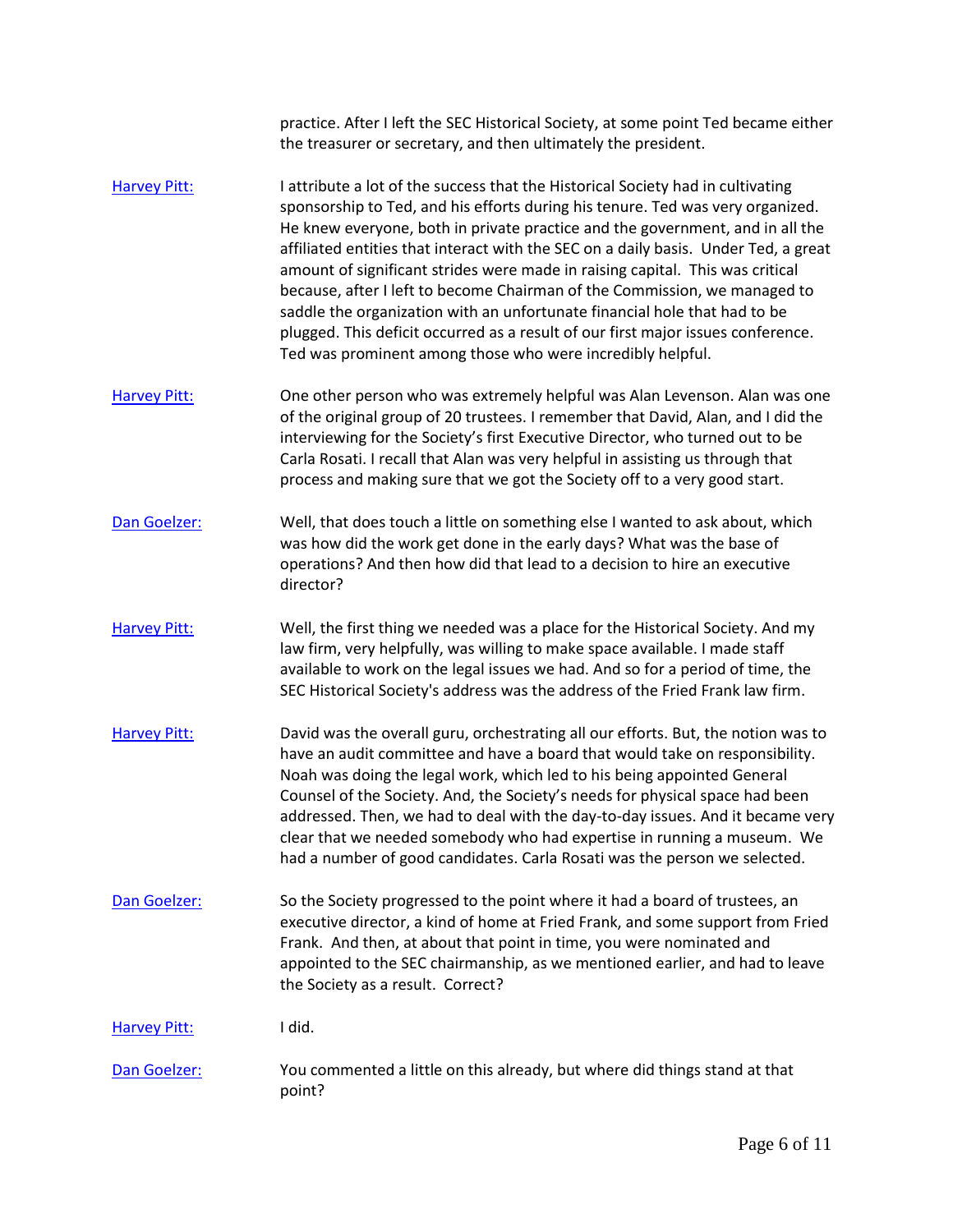practice. After I left the SEC Historical Society, at some point Ted became either the treasurer or secretary, and then ultimately the president.

[Harvey Pitt:](#) I attribute a lot of the success that the Historical Society had in cultivating sponsorship to Ted, and his efforts during his tenure. Ted was very organized. He knew everyone, both in private practice and the government, and in all the affiliated entities that interact with the SEC on a daily basis. Under Ted, a great amount of significant strides were made in raising capital. This was critical because, after I left to become Chairman of the Commission, we managed to saddle the organization with an unfortunate financial hole that had to be plugged. This deficit occurred as a result of our first major issues conference. Ted was prominent among those who were incredibly helpful.

[Harvey Pitt:](#) One other person who was extremely helpful was Alan Levenson. Alan was one of the original group of 20 trustees. I remember that David, Alan, and I did the interviewing for the Society's first Executive Director, who turned out to be Carla Rosati. I recall that Alan was very helpful in assisting us through that process and making sure that we got the Society off to a very good start.

[Dan Goelzer:](#) Well, that does touch a little on something else I wanted to ask about, which was how did the work get done in the early days? What was the base of operations? And then how did that lead to a decision to hire an executive director?

[Harvey Pitt:](#) Well, the first thing we needed was a place for the Historical Society. And my law firm, very helpfully, was willing to make space available. I made staff available to work on the legal issues we had. And so for a period of time, the SEC Historical Society's address was the address of the Fried Frank law firm.

[Harvey Pitt:](#) David was the overall guru, orchestrating all our efforts. But, the notion was to have an audit committee and have a board that would take on responsibility. Noah was doing the legal work, which led to his being appointed General Counsel of the Society. And, the Society's needs for physical space had been addressed. Then, we had to deal with the day-to-day issues. And it became very clear that we needed somebody who had expertise in running a museum. We had a number of good candidates. Carla Rosati was the person we selected.

[Dan Goelzer:](#) So the Society progressed to the point where it had a board of trustees, an executive director, a kind of home at Fried Frank, and some support from Fried Frank. And then, at about that point in time, you were nominated and appointed to the SEC chairmanship, as we mentioned earlier, and had to leave the Society as a result. Correct?

[Harvey Pitt:](#) I did.

[Dan Goelzer:](#) You commented a little on this already, but where did things stand at that point?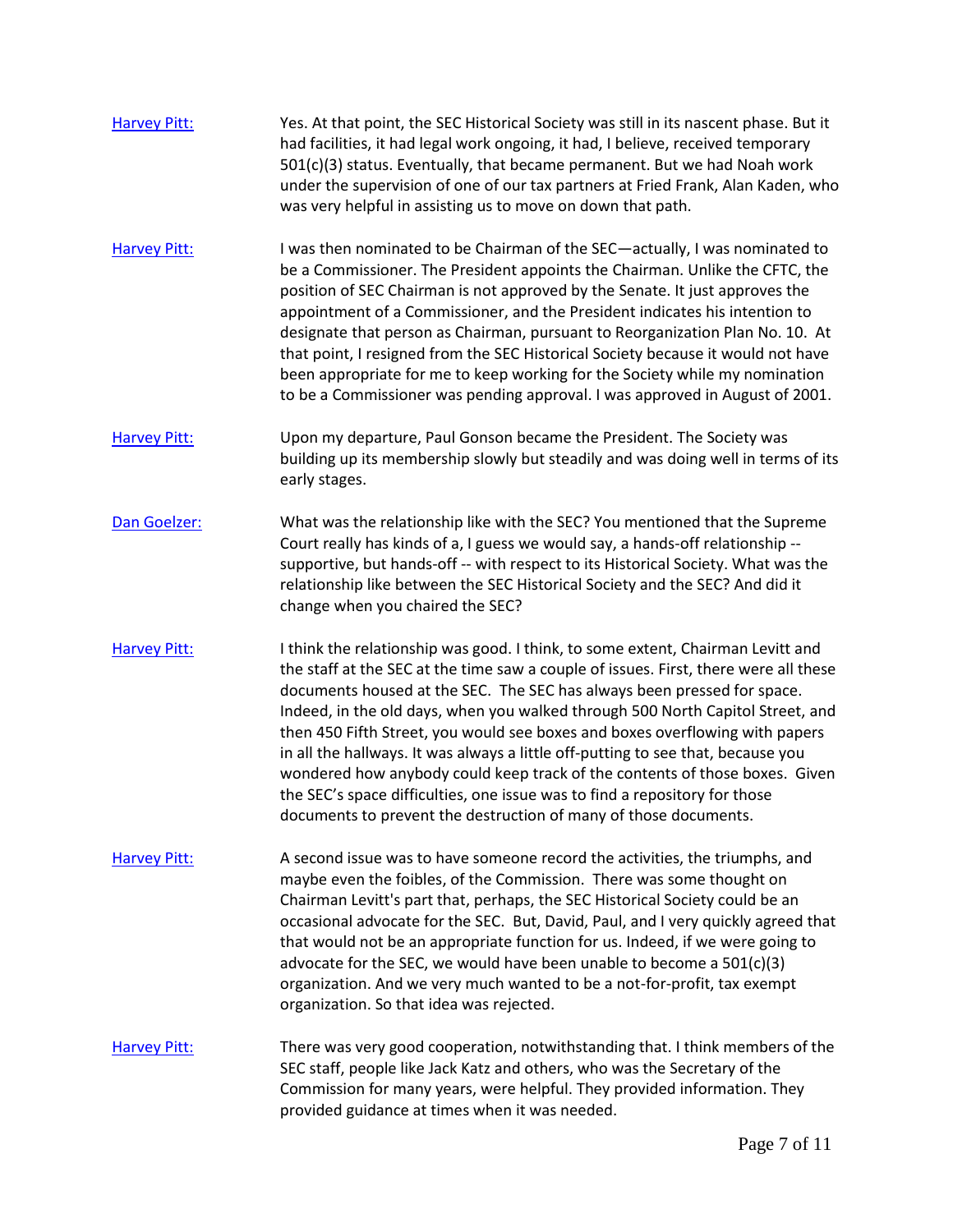[Harvey Pitt:](#) Yes. At that point, the SEC Historical Society was still in its nascent phase. But it had facilities, it had legal work ongoing, it had, I believe, received temporary 501(c)(3) status. Eventually, that became permanent. But we had Noah work under the supervision of one of our tax partners at Fried Frank, Alan Kaden, who was very helpful in assisting us to move on down that path.

[Harvey Pitt:](#) I was then nominated to be Chairman of the SEC—actually, I was nominated to be a Commissioner. The President appoints the Chairman. Unlike the CFTC, the position of SEC Chairman is not approved by the Senate. It just approves the appointment of a Commissioner, and the President indicates his intention to designate that person as Chairman, pursuant to Reorganization Plan No. 10. At that point, I resigned from the SEC Historical Society because it would not have been appropriate for me to keep working for the Society while my nomination to be a Commissioner was pending approval. I was approved in August of 2001.

[Harvey Pitt:](#) Upon my departure, Paul Gonson became the President. The Society was building up its membership slowly but steadily and was doing well in terms of its early stages.

[Dan Goelzer:](#) What was the relationship like with the SEC? You mentioned that the Supreme Court really has kinds of a, I guess we would say, a hands-off relationship -- supportive, but hands-off -- with respect to its Historical Society. What was the relationship like between the SEC Historical Society and the SEC? And did it change when you chaired the SEC?

[Harvey Pitt:](#) I think the relationship was good. I think, to some extent, Chairman Levitt and the staff at the SEC at the time saw a couple of issues. First, there were all these documents housed at the SEC. The SEC has always been pressed for space. Indeed, in the old days, when you walked through 500 North Capitol Street, and then 450 Fifth Street, you would see boxes and boxes overflowing with papers in all the hallways. It was always a little off-putting to see that, because you wondered how anybody could keep track of the contents of those boxes. Given the SEC's space difficulties, one issue was to find a repository for those documents to prevent the destruction of many of those documents.

[Harvey Pitt:](#) A second issue was to have someone record the activities, the triumphs, and maybe even the foibles, of the Commission. There was some thought on Chairman Levitt's part that, perhaps, the SEC Historical Society could be an occasional advocate for the SEC. But, David, Paul, and I very quickly agreed that that would not be an appropriate function for us. Indeed, if we were going to advocate for the SEC, we would have been unable to become a 501(c)(3) organization. And we very much wanted to be a not-for-profit, tax exempt organization. So that idea was rejected.

[Harvey Pitt:](#) There was very good cooperation, notwithstanding that. I think members of the SEC staff, people like Jack Katz and others, who was the Secretary of the Commission for many years, were helpful. They provided information. They provided guidance at times when it was needed.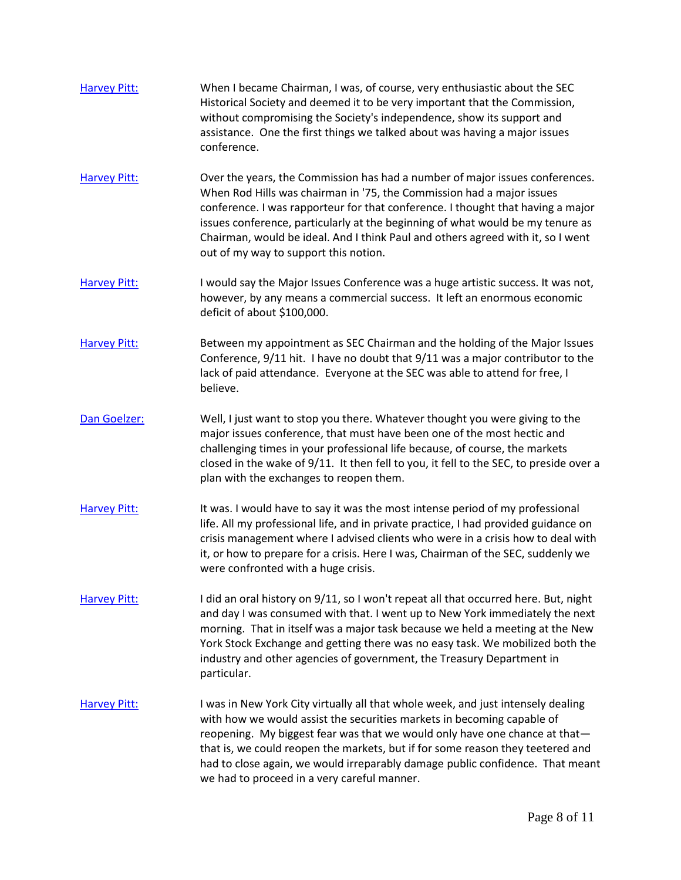**Harvey Pitt:** When I became Chairman, I was, of course, very enthusiastic about the SEC Historical Society and deemed it to be very important that the Commission, without compromising the Society's independence, show its support and assistance. One the first things we talked about was having a major issues conference.

**Harvey Pitt:** Over the years, the Commission has had a number of major issues conferences. When Rod Hills was chairman in '75, the Commission had a major issues conference. I was rapporteur for that conference. I thought that having a major issues conference, particularly at the beginning of what would be my tenure as Chairman, would be ideal. And I think Paul and others agreed with it, so I went out of my way to support this notion.

**Harvey Pitt:** I would say the Major Issues Conference was a huge artistic success. It was not, however, by any means a commercial success. It left an enormous economic deficit of about $100,000.

**Harvey Pitt:** Between my appointment as SEC Chairman and the holding of the Major Issues Conference, 9/11 hit. I have no doubt that 9/11 was a major contributor to the lack of paid attendance. Everyone at the SEC was able to attend for free, I believe.

**Dan Goelzer:** Well, I just want to stop you there. Whatever thought you were giving to the major issues conference, that must have been one of the most hectic and challenging times in your professional life because, of course, the markets closed in the wake of 9/11. It then fell to you, it fell to the SEC, to preside over a plan with the exchanges to reopen them.

**Harvey Pitt:** It was. I would have to say it was the most intense period of my professional life. All my professional life, and in private practice, I had provided guidance on crisis management where I advised clients who were in a crisis how to deal with it, or how to prepare for a crisis. Here I was, Chairman of the SEC, suddenly we were confronted with a huge crisis.

**Harvey Pitt:** I did an oral history on 9/11, so I won't repeat all that occurred here. But, night and day I was consumed with that. I went up to New York immediately the next morning. That in itself was a major task because we held a meeting at the New York Stock Exchange and getting there was no easy task. We mobilized both the industry and other agencies of government, the Treasury Department in particular.

**Harvey Pitt:** I was in New York City virtually all that whole week, and just intensely dealing with how we would assist the securities markets in becoming capable of reopening. My biggest fear was that we would only have one chance at that—that is, we could reopen the markets, but if for some reason they teetered and had to close again, we would irreparably damage public confidence. That meant we had to proceed in a very careful manner.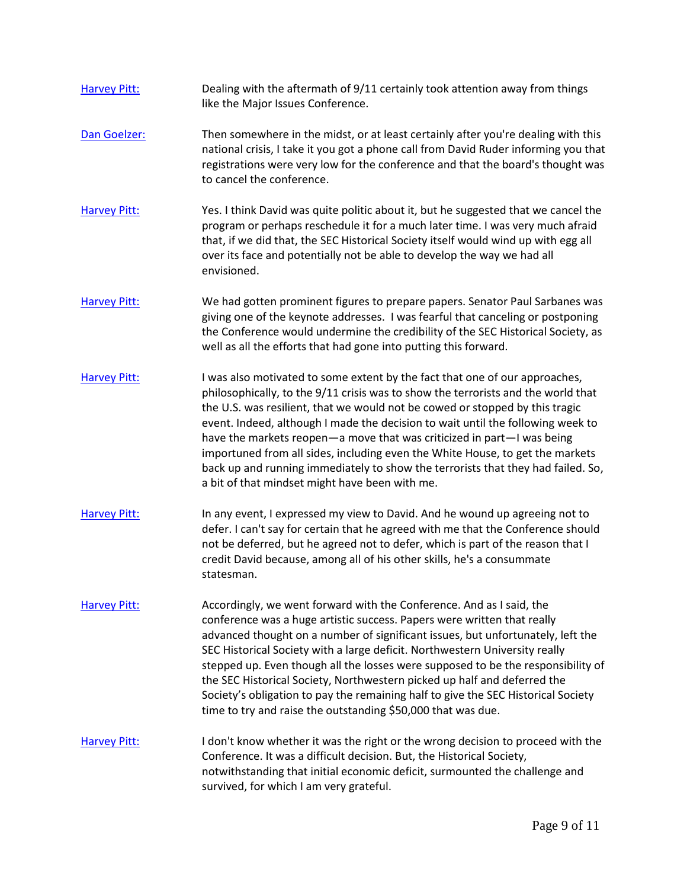[Harvey Pitt:](#) Dealing with the aftermath of 9/11 certainly took attention away from things like the Major Issues Conference.

[Dan Goelzer:](#) Then somewhere in the midst, or at least certainly after you're dealing with this national crisis, I take it you got a phone call from David Ruder informing you that registrations were very low for the conference and that the board's thought was to cancel the conference.

[Harvey Pitt:](#) Yes. I think David was quite politic about it, but he suggested that we cancel the program or perhaps reschedule it for a much later time. I was very much afraid that, if we did that, the SEC Historical Society itself would wind up with egg all over its face and potentially not be able to develop the way we had all envisioned.

[Harvey Pitt:](#) We had gotten prominent figures to prepare papers. Senator Paul Sarbanes was giving one of the keynote addresses. I was fearful that canceling or postponing the Conference would undermine the credibility of the SEC Historical Society, as well as all the efforts that had gone into putting this forward.

[Harvey Pitt:](#) I was also motivated to some extent by the fact that one of our approaches, philosophically, to the 9/11 crisis was to show the terrorists and the world that the U.S. was resilient, that we would not be cowed or stopped by this tragic event. Indeed, although I made the decision to wait until the following week to have the markets reopen—a move that was criticized in part—I was being importuned from all sides, including even the White House, to get the markets back up and running immediately to show the terrorists that they had failed. So, a bit of that mindset might have been with me.

[Harvey Pitt:](#) In any event, I expressed my view to David. And he wound up agreeing not to defer. I can't say for certain that he agreed with me that the Conference should not be deferred, but he agreed not to defer, which is part of the reason that I credit David because, among all of his other skills, he's a consummate statesman.

[Harvey Pitt:](#) Accordingly, we went forward with the Conference. And as I said, the conference was a huge artistic success. Papers were written that really advanced thought on a number of significant issues, but unfortunately, left the SEC Historical Society with a large deficit. Northwestern University really stepped up. Even though all the losses were supposed to be the responsibility of the SEC Historical Society, Northwestern picked up half and deferred the Society's obligation to pay the remaining half to give the SEC Historical Society time to try and raise the outstanding $50,000 that was due.

[Harvey Pitt:](#) I don't know whether it was the right or the wrong decision to proceed with the Conference. It was a difficult decision. But, the Historical Society, notwithstanding that initial economic deficit, surmounted the challenge and survived, for which I am very grateful.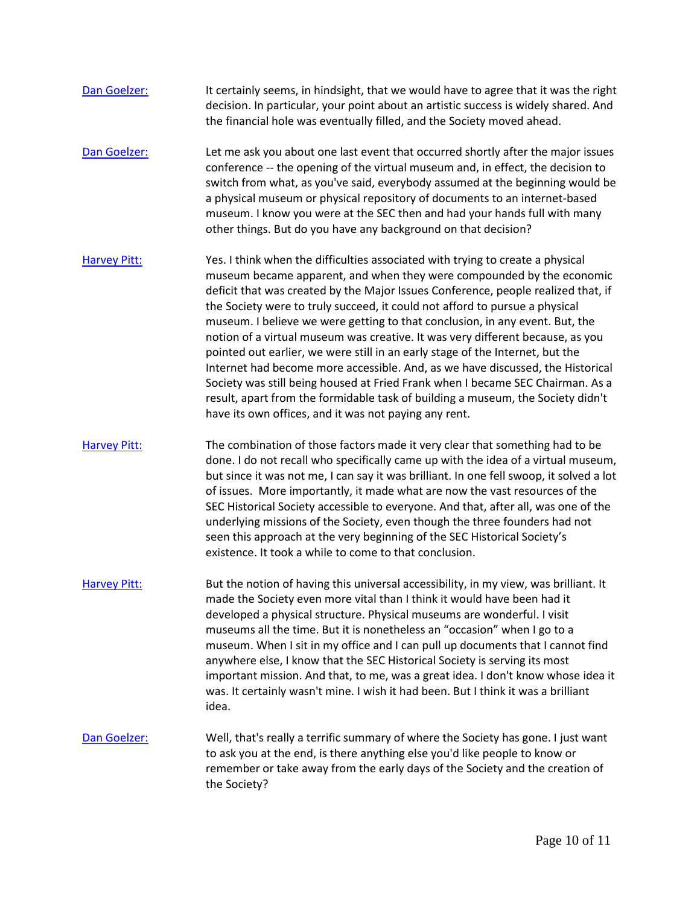[Dan Goelzer:](#) It certainly seems, in hindsight, that we would have to agree that it was the right decision. In particular, your point about an artistic success is widely shared. And the financial hole was eventually filled, and the Society moved ahead.

[Dan Goelzer:](#) Let me ask you about one last event that occurred shortly after the major issues conference -- the opening of the virtual museum and, in effect, the decision to switch from what, as you've said, everybody assumed at the beginning would be a physical museum or physical repository of documents to an internet-based museum. I know you were at the SEC then and had your hands full with many other things. But do you have any background on that decision?

[Harvey Pitt:](#) Yes. I think when the difficulties associated with trying to create a physical museum became apparent, and when they were compounded by the economic deficit that was created by the Major Issues Conference, people realized that, if the Society were to truly succeed, it could not afford to pursue a physical museum. I believe we were getting to that conclusion, in any event. But, the notion of a virtual museum was creative. It was very different because, as you pointed out earlier, we were still in an early stage of the Internet, but the Internet had become more accessible. And, as we have discussed, the Historical Society was still being housed at Fried Frank when I became SEC Chairman. As a result, apart from the formidable task of building a museum, the Society didn't have its own offices, and it was not paying any rent.

[Harvey Pitt:](#) The combination of those factors made it very clear that something had to be done. I do not recall who specifically came up with the idea of a virtual museum, but since it was not me, I can say it was brilliant. In one fell swoop, it solved a lot of issues. More importantly, it made what are now the vast resources of the SEC Historical Society accessible to everyone. And that, after all, was one of the underlying missions of the Society, even though the three founders had not seen this approach at the very beginning of the SEC Historical Society's existence. It took a while to come to that conclusion.

[Harvey Pitt:](#) But the notion of having this universal accessibility, in my view, was brilliant. It made the Society even more vital than I think it would have been had it developed a physical structure. Physical museums are wonderful. I visit museums all the time. But it is nonetheless an "occasion" when I go to a museum. When I sit in my office and I can pull up documents that I cannot find anywhere else, I know that the SEC Historical Society is serving its most important mission. And that, to me, was a great idea. I don't know whose idea it was. It certainly wasn't mine. I wish it had been. But I think it was a brilliant idea.

[Dan Goelzer:](#) Well, that's really a terrific summary of where the Society has gone. I just want to ask you at the end, is there anything else you'd like people to know or remember or take away from the early days of the Society and the creation of the Society?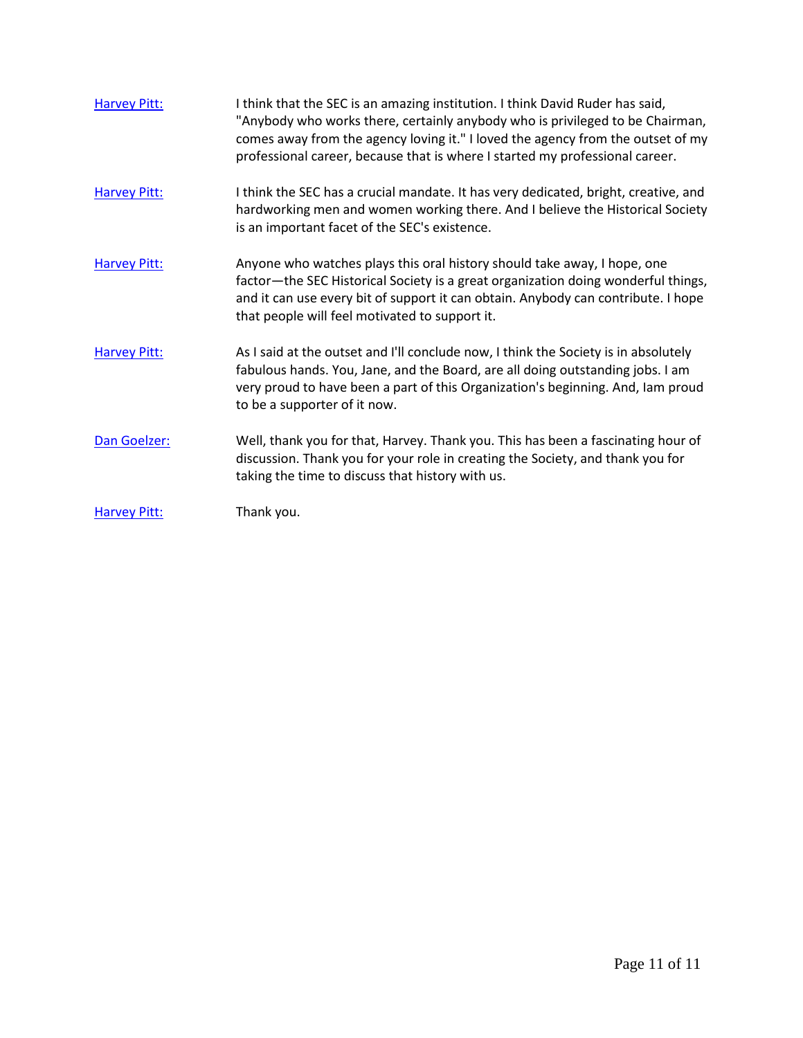**Harvey Pitt:** I think that the SEC is an amazing institution. I think David Ruder has said, "Anybody who works there, certainly anybody who is privileged to be Chairman, comes away from the agency loving it." I loved the agency from the outset of my professional career, because that is where I started my professional career.

**Harvey Pitt:** I think the SEC has a crucial mandate. It has very dedicated, bright, creative, and hardworking men and women working there. And I believe the Historical Society is an important facet of the SEC's existence.

**Harvey Pitt:** Anyone who watches plays this oral history should take away, I hope, one factor—the SEC Historical Society is a great organization doing wonderful things, and it can use every bit of support it can obtain. Anybody can contribute. I hope that people will feel motivated to support it.

**Harvey Pitt:** As I said at the outset and I'll conclude now, I think the Society is in absolutely fabulous hands. You, Jane, and the Board, are all doing outstanding jobs. I am very proud to have been a part of this Organization's beginning. And, Iam proud to be a supporter of it now.

**Dan Goelzer:** Well, thank you for that, Harvey. Thank you. This has been a fascinating hour of discussion. Thank you for your role in creating the Society, and thank you for taking the time to discuss that history with us.

**Harvey Pitt:** Thank you.